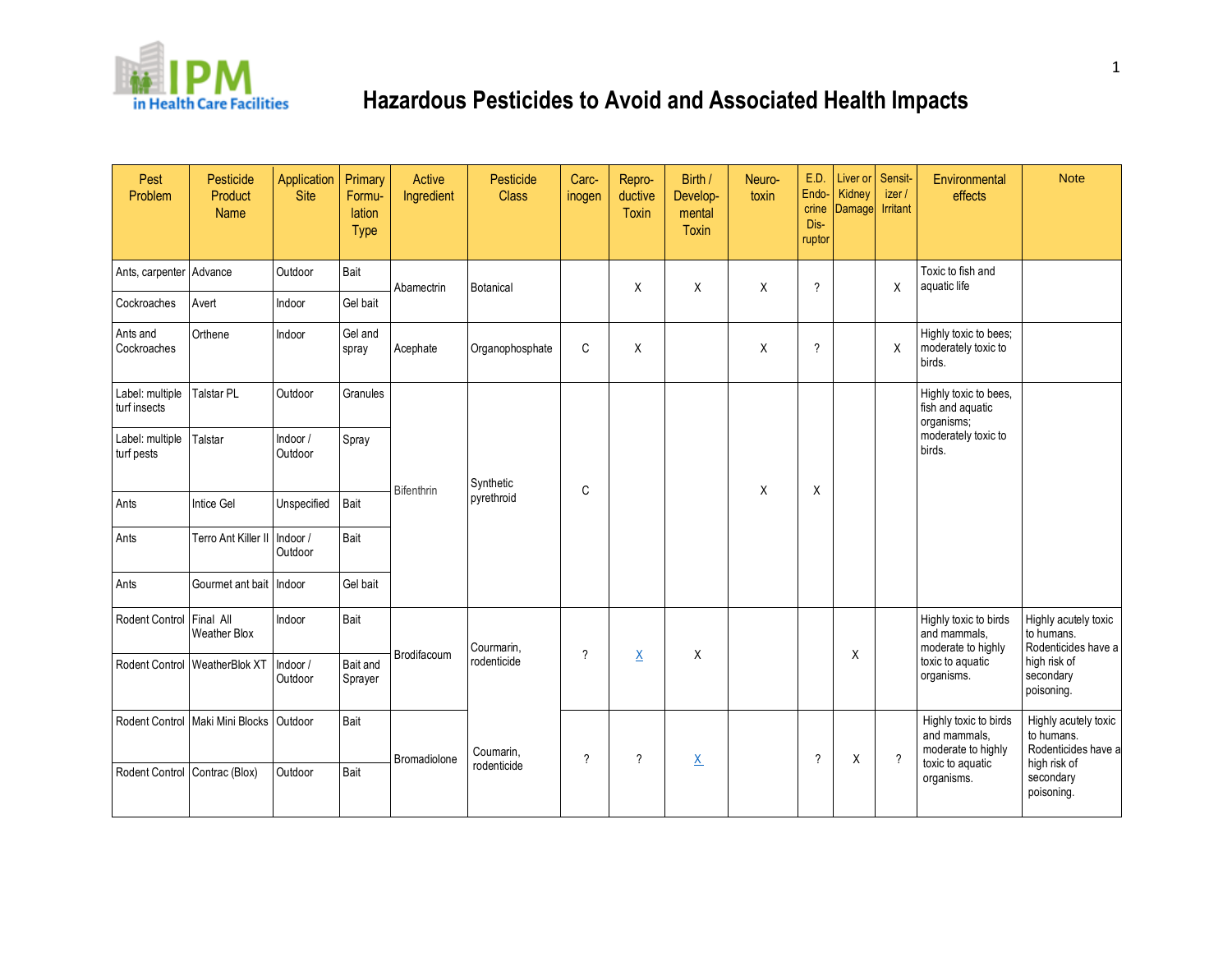# Hazardous Pesticides to Avoid and Associated Health Impacts

| Pest Problem | Pesticide Product Name | Application Site | Primary Formu-lation Type | Active Ingredient | Pesticide Class | Carc-inogen | Repro-ductive Toxin | Birth / Develop-mental Toxin | Neuro-toxin | E.D. Endo-crine Dis-ruptor | Liver or Kidney Damage | Sensit-izer / Irritant | Environmental effects | Note |
|---|---|---|---|---|---|---|---|---|---|---|---|---|---|---|
| Ants, carpenter | Advance | Outdoor | Bait | Abamectrin | Botanical | | X | X | X | ? | | X | Toxic to fish and aquatic life | |
| Cockroaches | Avert | Indoor | Gel bait | | | | | | | | | | | |
| Ants and Cockroaches | Orthene | Indoor | Gel and spray | Acephate | Organophosphate | C | X | | X | ? | | X | Highly toxic to bees; moderately toxic to birds. | |
| Label: multiple turf insects | Talstar PL | Outdoor | Granules | Bifenthrin | Synthetic pyrethroid | C | | | X | X | | | Highly toxic to bees, fish and aquatic organisms; moderately toxic to birds. | |
| Label: multiple turf pests | Talstar | Indoor / Outdoor | Spray | | | | | | | | | | | |
| Ants | Intice Gel | Unspecified | Bait | | | | | | | | | | | |
| Ants | Terro Ant Killer II | Indoor / Outdoor | Bait | | | | | | | | | | | |
| Ants | Gourmet ant bait | Indoor | Gel bait | | | | | | | | | | | |
| Rodent Control | Final All Weather Blox | Indoor | Bait | Brodifacoum | Courmarin, rodenticide | ? | X | X | | | X | | Highly toxic to birds and mammals, moderate to highly toxic to aquatic organisms. | Highly acutely toxic to humans. Rodenticides have a high risk of secondary poisoning. |
| Rodent Control | WeatherBlok XT | Indoor / Outdoor | Bait and Sprayer | | | | | | | | | | | |
| Rodent Control | Maki Mini Blocks | Outdoor | Bait | Bromadiolone | Coumarin, rodenticide | ? | ? | X | | ? | X | ? | Highly toxic to birds and mammals, moderate to highly toxic to aquatic organisms. | Highly acutely toxic to humans. Rodenticides have a high risk of secondary poisoning. |
| Rodent Control | Contrac (Blox) | Outdoor | Bait | | | | | | | | | | | |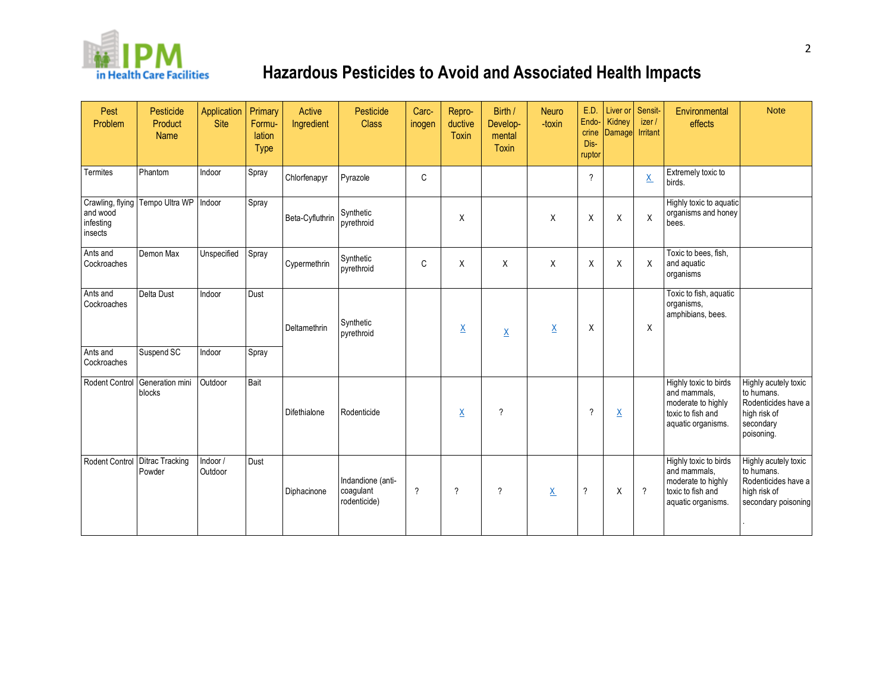IPM in Health Care Facilities

# Hazardous Pesticides to Avoid and Associated Health Impacts

| Pest Problem | Pesticide Product Name | Application Site | Primary Formulation Type | Active Ingredient | Pesticide Class | Carcinogen | Reproductive Toxin | Birth / Developmental Toxin | Neuro-toxin | E.D. Endocrine Disruptor | Liver or Kidney Damage | Sensitizer / Irritant | Environmental effects | Note |
|---|---|---|---|---|---|---|---|---|---|---|---|---|---|---|
| Termites | Phantom | Indoor | Spray | Chlorfenapyr | Pyrazole | C | | | | ? | | X | Extremely toxic to birds. | |
| Crawling, flying and wood infesting insects | Tempo Ultra WP | Indoor | Spray | Beta-Cyfluthrin | Synthetic pyrethroid | | X | | X | X | X | X | Highly toxic to aquatic organisms and honey bees. | |
| Ants and Cockroaches | Demon Max | Unspecified | Spray | Cypermethrin | Synthetic pyrethroid | C | X | X | X | X | X | X | Toxic to bees, fish, and aquatic organisms | |
| Ants and Cockroaches | Delta Dust | Indoor | Dust | Deltamethrin | Synthetic pyrethroid | | X | X | X | X | | X | Toxic to fish, aquatic organisms, amphibians, bees. | |
| Ants and Cockroaches | Suspend SC | Indoor | Spray | | | | | | | | | | | |
| Rodent Control | Generation mini blocks | Outdoor | Bait | Difethialone | Rodenticide | | X | ? | | ? | X | | Highly toxic to birds and mammals, moderate to highly toxic to fish and aquatic organisms. | Highly acutely toxic to humans. Rodenticides have a high risk of secondary poisoning. |
| Rodent Control | Ditrac Tracking Powder | Indoor / Outdoor | Dust | Diphacinone | Indandione (anti-coagulant rodenticide) | ? | ? | ? | X | ? | X | ? | Highly toxic to birds and mammals, moderate to highly toxic to fish and aquatic organisms. | Highly acutely toxic to humans. Rodenticides have a high risk of secondary poisoning. |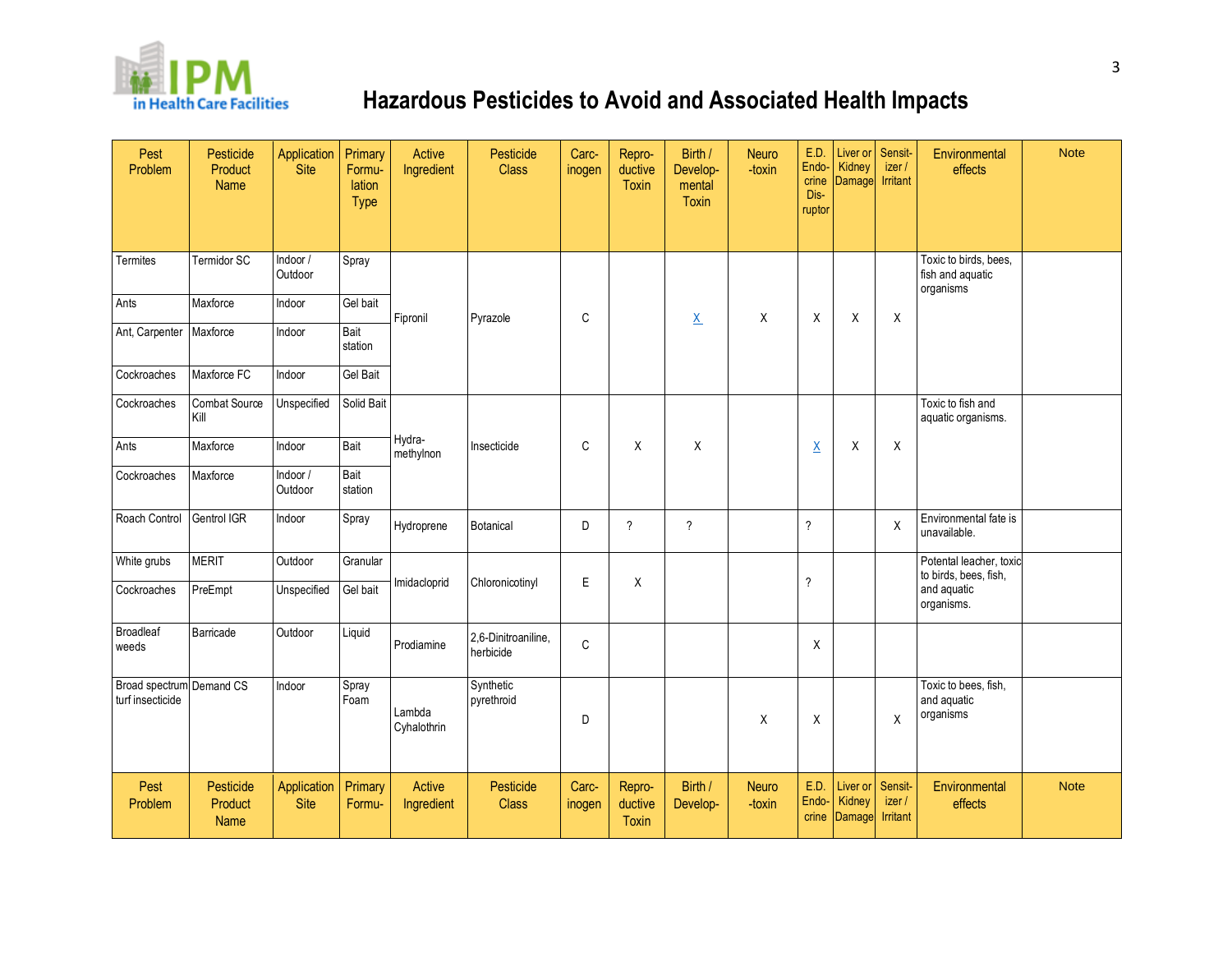# Hazardous Pesticides to Avoid and Associated Health Impacts

| Pest Problem | Pesticide Product Name | Application Site | Primary Formulation Type | Active Ingredient | Pesticide Class | Carcinogen | Reproductive Toxin | Birth / Developmental Toxin | Neuro-toxin | E.D. Endocrine Disruptor | Liver or Kidney Damage | Sensitizer / Irritant | Environmental effects | Note |
|---|---|---|---|---|---|---|---|---|---|---|---|---|---|---|
| Termites | Termidor SC | Indoor / Outdoor | Spray | Fipronil | Pyrazole | C | | X | X | X | X | X | Toxic to birds, bees, fish and aquatic organisms | |
| Ants | Maxforce | Indoor | Gel bait | | | | | | | | | | | |
| Ant, Carpenter | Maxforce | Indoor | Bait station | | | | | | | | | | | |
| Cockroaches | Maxforce FC | Indoor | Gel Bait | | | | | | | | | | | |
| Cockroaches | Combat Source Kill | Unspecified | Solid Bait | Hydra-methylnon | Insecticide | C | X | X | | X | X | X | Toxic to fish and aquatic organisms. | |
| Ants | Maxforce | Indoor | Bait | | | | | | | | | | | |
| Cockroaches | Maxforce | Indoor / Outdoor | Bait station | | | | | | | | | | | |
| Roach Control | Gentrol IGR | Indoor | Spray | Hydroprene | Botanical | D | ? | ? | | ? | | X | Environmental fate is unavailable. | |
| White grubs | MERIT | Outdoor | Granular | Imidacloprid | Chloronicotinyl | E | X | | | ? | | | Potental leacher, toxic to birds, bees, fish, and aquatic organisms. | |
| Cockroaches | PreEmpt | Unspecified | Gel bait | | | | | | | | | | | |
| Broadleaf weeds | Barricade | Outdoor | Liquid | Prodiamine | 2,6-Dinitroaniline, herbicide | C | | | | X | | | | |
| Broad spectrum turf insecticide | Demand CS | Indoor | Spray Foam | Lambda Cyhalothrin | Synthetic pyrethroid | D | | | X | X | | X | Toxic to bees, fish, and aquatic organisms | |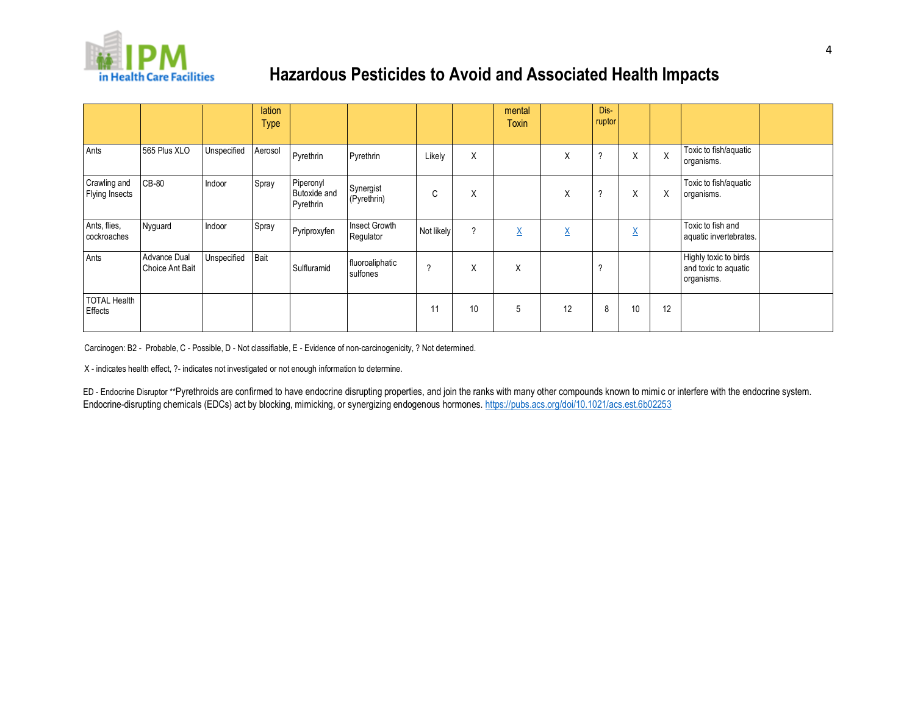# Hazardous Pesticides to Avoid and Associated Health Impacts

| | | | lation Type | | | | | mental Toxin | | Dis- ruptor | | | | |
|---|---|---|---|---|---|---|---|---|---|---|---|---|---|---|
| Ants | 565 Plus XLO | Unspecified | Aerosol | Pyrethrin | Pyrethrin | Likely | X | | X | ? | X | X | Toxic to fish/aquatic organisms. | |
| Crawling and Flying Insects | CB-80 | Indoor | Spray | Piperonyl Butoxide and Pyrethrin | Synergist (Pyrethrin) | C | X | | X | ? | X | X | Toxic to fish/aquatic organisms. | |
| Ants, flies, cockroaches | Nyguard | Indoor | Spray | Pyriproxyfen | Insect Growth Regulator | Not likely | ? | X | X | | X | | Toxic to fish and aquatic invertebrates. | |
| Ants | Advance Dual Choice Ant Bait | Unspecified | Bait | Sulfluramid | fluoroaliphatic sulfones | ? | X | X | | ? | | | Highly toxic to birds and toxic to aquatic organisms. | |
| TOTAL Health Effects | | | | | | 11 | 10 | 5 | 12 | 8 | 10 | 12 | | |

Carcinogen: B2 - Probable, C - Possible, D - Not classifiable, E - Evidence of non-carcinogenicity, ? Not determined.

X - indicates health effect, ?- indicates not investigated or not enough information to determine.

ED - Endocrine Disruptor **Pyrethroids are confirmed to have endocrine disrupting properties, and join the ranks with many other compounds known to mimic or interfere with the endocrine system. Endocrine-disrupting chemicals (EDCs) act by blocking, mimicking, or synergizing endogenous hormones. https://pubs.acs.org/doi/10.1021/acs.est.6b02253